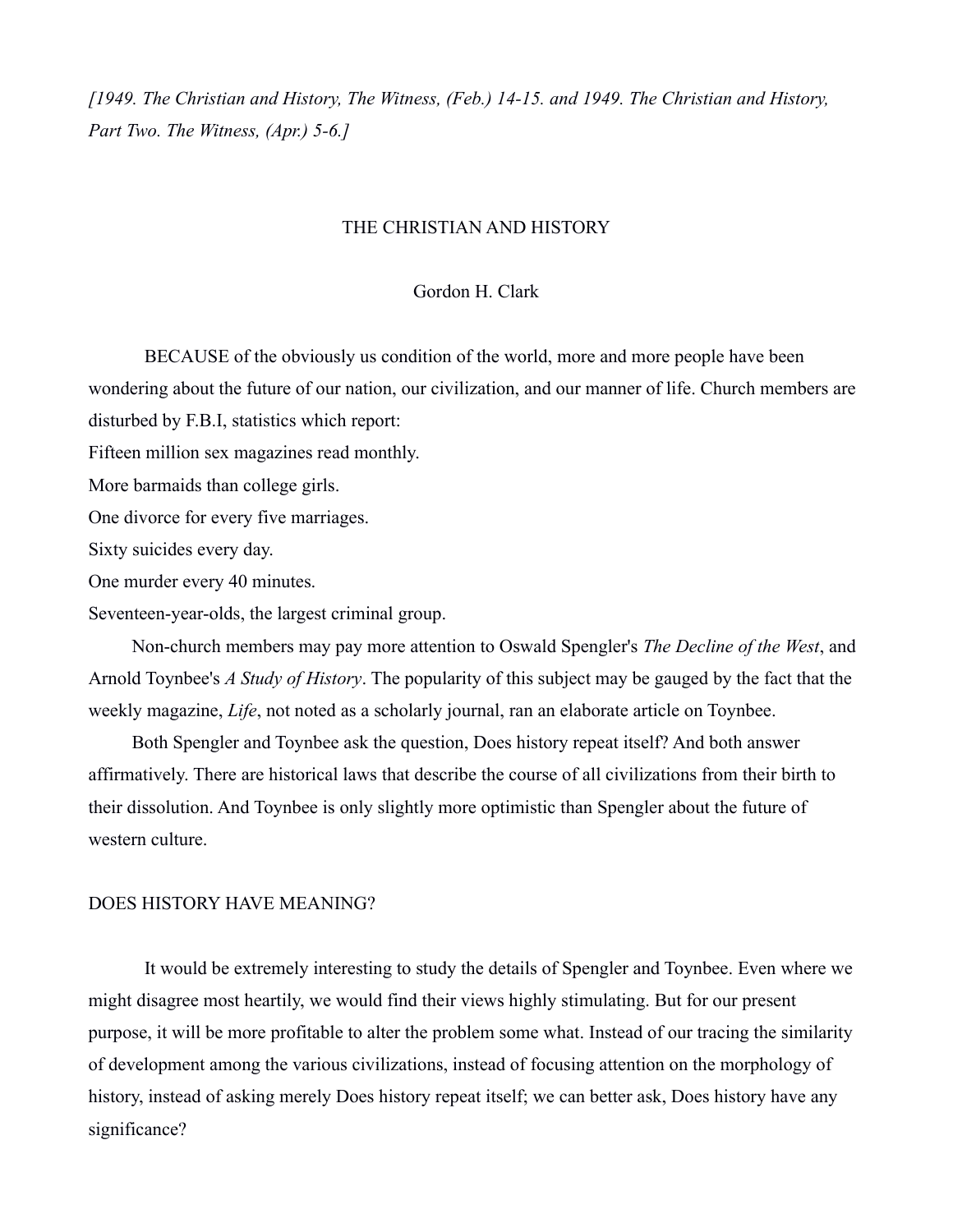*[1949. The Christian and History, The Witness, (Feb.) 14-15. and 1949. The Christian and History, Part Two. The Witness, (Apr.) 5-6.]*

# THE CHRISTIAN AND HISTORY

Gordon H. Clark

BECAUSE of the obviously us condition of the world, more and more people have been wondering about the future of our nation, our civilization, and our manner of life. Church members are disturbed by F.B.I, statistics which report:

Fifteen million sex magazines read monthly.

More barmaids than college girls.

One divorce for every five marriages.

Sixty suicides every day.

One murder every 40 minutes.

Seventeen-year-olds, the largest criminal group.

Non-church members may pay more attention to Oswald Spengler's *The Decline of the West*, and Arnold Toynbee's *A Study of History*. The popularity of this subject may be gauged by the fact that the weekly magazine, *Life*, not noted as a scholarly journal, ran an elaborate article on Toynbee.

Both Spengler and Toynbee ask the question, Does history repeat itself? And both answer affirmatively. There are historical laws that describe the course of all civilizations from their birth to their dissolution. And Toynbee is only slightly more optimistic than Spengler about the future of western culture.

## DOES HISTORY HAVE MEANING?

It would be extremely interesting to study the details of Spengler and Toynbee. Even where we might disagree most heartily, we would find their views highly stimulating. But for our present purpose, it will be more profitable to alter the problem some what. Instead of our tracing the similarity of development among the various civilizations, instead of focusing attention on the morphology of history, instead of asking merely Does history repeat itself; we can better ask, Does history have any significance?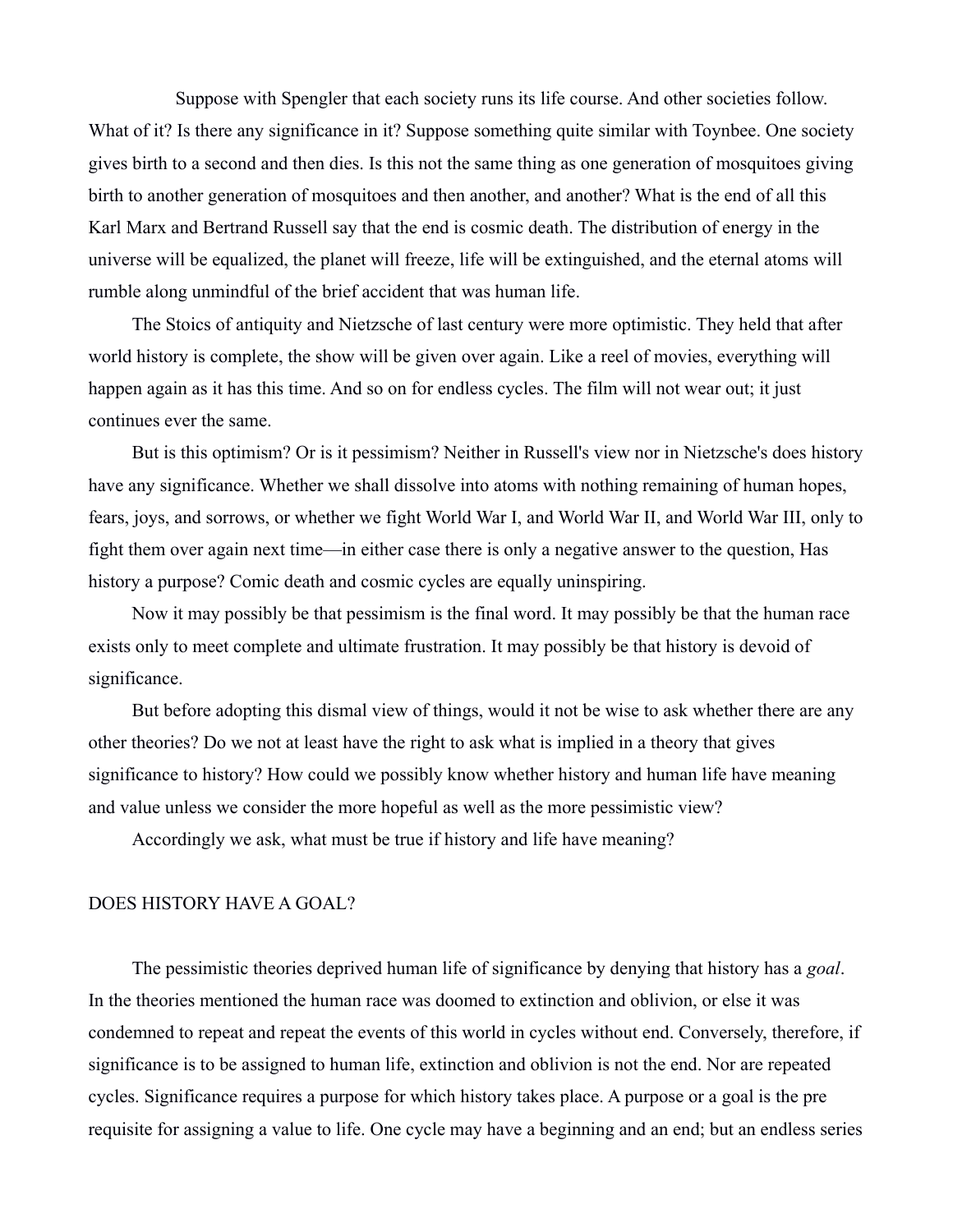Suppose with Spengler that each society runs its life course. And other societies follow. What of it? Is there any significance in it? Suppose something quite similar with Toynbee. One society gives birth to a second and then dies. Is this not the same thing as one generation of mosquitoes giving birth to another generation of mosquitoes and then another, and another? What is the end of all this Karl Marx and Bertrand Russell say that the end is cosmic death. The distribution of energy in the universe will be equalized, the planet will freeze, life will be extinguished, and the eternal atoms will rumble along unmindful of the brief accident that was human life.

The Stoics of antiquity and Nietzsche of last century were more optimistic. They held that after world history is complete, the show will be given over again. Like a reel of movies, everything will happen again as it has this time. And so on for endless cycles. The film will not wear out; it just continues ever the same.

But is this optimism? Or is it pessimism? Neither in Russell's view nor in Nietzsche's does history have any significance. Whether we shall dissolve into atoms with nothing remaining of human hopes, fears, joys, and sorrows, or whether we fight World War I, and World War II, and World War III, only to fight them over again next time—in either case there is only a negative answer to the question, Has history a purpose? Comic death and cosmic cycles are equally uninspiring.

Now it may possibly be that pessimism is the final word. It may possibly be that the human race exists only to meet complete and ultimate frustration. It may possibly be that history is devoid of significance.

But before adopting this dismal view of things, would it not be wise to ask whether there are any other theories? Do we not at least have the right to ask what is implied in a theory that gives significance to history? How could we possibly know whether history and human life have meaning and value unless we consider the more hopeful as well as the more pessimistic view?

Accordingly we ask, what must be true if history and life have meaning?

## DOES HISTORY HAVE A GOAL?

The pessimistic theories deprived human life of significance by denying that history has a *goal*. In the theories mentioned the human race was doomed to extinction and oblivion, or else it was condemned to repeat and repeat the events of this world in cycles without end. Conversely, therefore, if significance is to be assigned to human life, extinction and oblivion is not the end. Nor are repeated cycles. Significance requires a purpose for which history takes place. A purpose or a goal is the pre requisite for assigning a value to life. One cycle may have a beginning and an end; but an endless series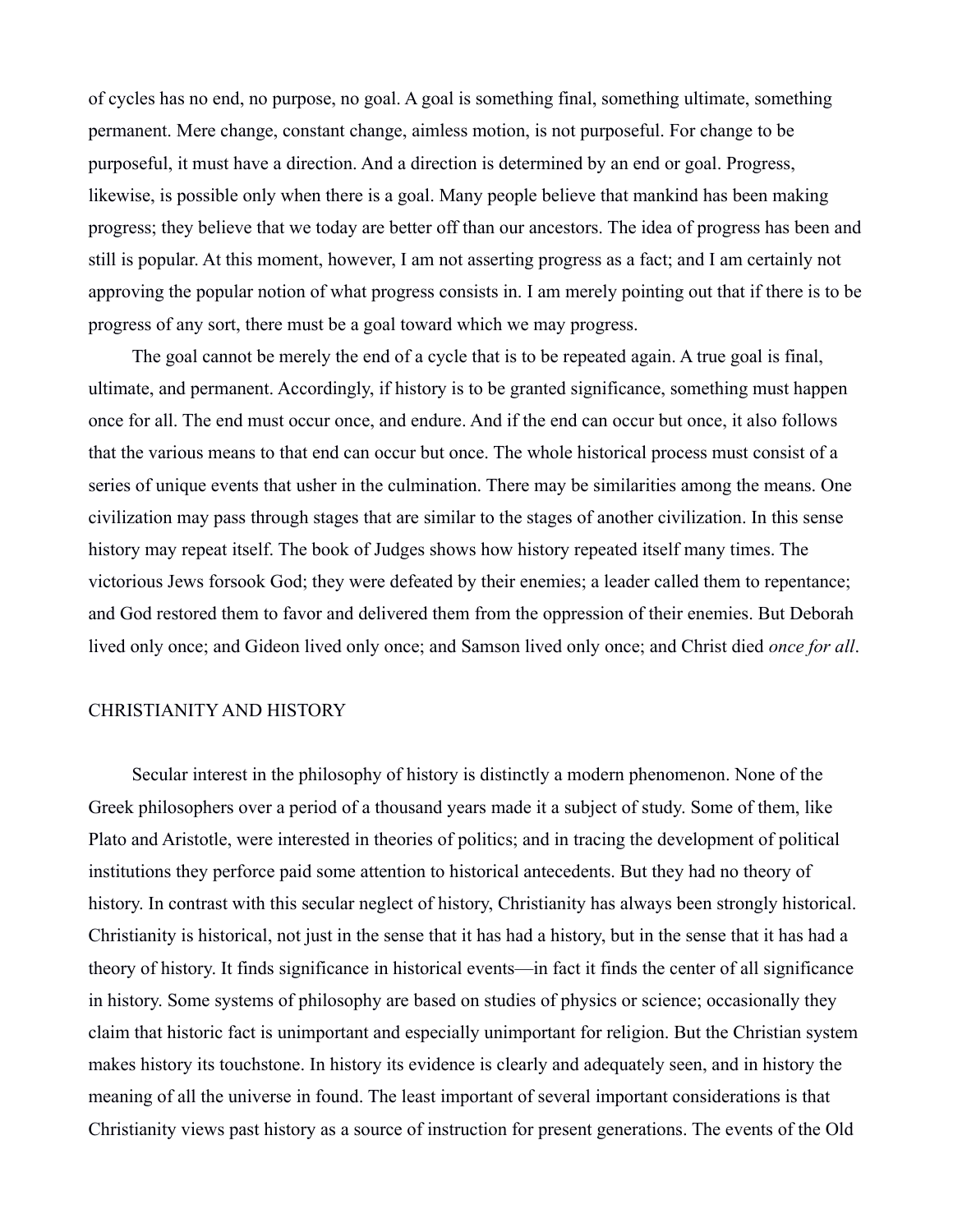of cycles has no end, no purpose, no goal. A goal is something final, something ultimate, something permanent. Mere change, constant change, aimless motion, is not purposeful. For change to be purposeful, it must have a direction. And a direction is determined by an end or goal. Progress, likewise, is possible only when there is a goal. Many people believe that mankind has been making progress; they believe that we today are better off than our ancestors. The idea of progress has been and still is popular. At this moment, however, I am not asserting progress as a fact; and I am certainly not approving the popular notion of what progress consists in. I am merely pointing out that if there is to be progress of any sort, there must be a goal toward which we may progress.

The goal cannot be merely the end of a cycle that is to be repeated again. A true goal is final, ultimate, and permanent. Accordingly, if history is to be granted significance, something must happen once for all. The end must occur once, and endure. And if the end can occur but once, it also follows that the various means to that end can occur but once. The whole historical process must consist of a series of unique events that usher in the culmination. There may be similarities among the means. One civilization may pass through stages that are similar to the stages of another civilization. In this sense history may repeat itself. The book of Judges shows how history repeated itself many times. The victorious Jews forsook God; they were defeated by their enemies; a leader called them to repentance; and God restored them to favor and delivered them from the oppression of their enemies. But Deborah lived only once; and Gideon lived only once; and Samson lived only once; and Christ died *once for all*.

## CHRISTIANITY AND HISTORY

Secular interest in the philosophy of history is distinctly a modern phenomenon. None of the Greek philosophers over a period of a thousand years made it a subject of study. Some of them, like Plato and Aristotle, were interested in theories of politics; and in tracing the development of political institutions they perforce paid some attention to historical antecedents. But they had no theory of history. In contrast with this secular neglect of history, Christianity has always been strongly historical. Christianity is historical, not just in the sense that it has had a history, but in the sense that it has had a theory of history. It finds significance in historical events—in fact it finds the center of all significance in history. Some systems of philosophy are based on studies of physics or science; occasionally they claim that historic fact is unimportant and especially unimportant for religion. But the Christian system makes history its touchstone. In history its evidence is clearly and adequately seen, and in history the meaning of all the universe in found. The least important of several important considerations is that Christianity views past history as a source of instruction for present generations. The events of the Old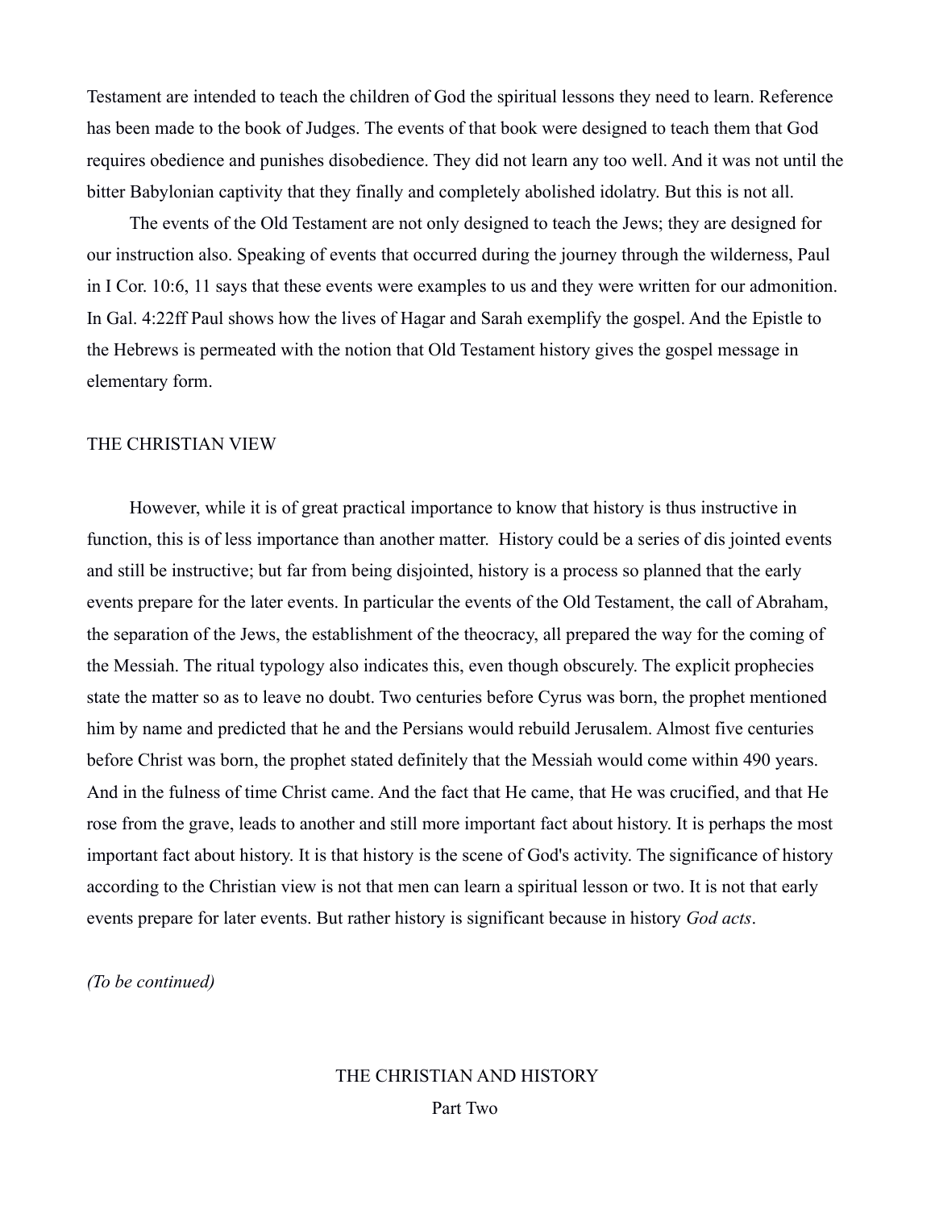Testament are intended to teach the children of God the spiritual lessons they need to learn. Reference has been made to the book of Judges. The events of that book were designed to teach them that God requires obedience and punishes disobedience. They did not learn any too well. And it was not until the bitter Babylonian captivity that they finally and completely abolished idolatry. But this is not all.

The events of the Old Testament are not only designed to teach the Jews; they are designed for our instruction also. Speaking of events that occurred during the journey through the wilderness, Paul in I Cor. 10:6, 11 says that these events were examples to us and they were written for our admonition. In Gal. 4:22ff Paul shows how the lives of Hagar and Sarah exemplify the gospel. And the Epistle to the Hebrews is permeated with the notion that Old Testament history gives the gospel message in elementary form.

## THE CHRISTIAN VIEW

However, while it is of great practical importance to know that history is thus instructive in function, this is of less importance than another matter. History could be a series of dis jointed events and still be instructive; but far from being disjointed, history is a process so planned that the early events prepare for the later events. In particular the events of the Old Testament, the call of Abraham, the separation of the Jews, the establishment of the theocracy, all prepared the way for the coming of the Messiah. The ritual typology also indicates this, even though obscurely. The explicit prophecies state the matter so as to leave no doubt. Two centuries before Cyrus was born, the prophet mentioned him by name and predicted that he and the Persians would rebuild Jerusalem. Almost five centuries before Christ was born, the prophet stated definitely that the Messiah would come within 490 years. And in the fulness of time Christ came. And the fact that He came, that He was crucified, and that He rose from the grave, leads to another and still more important fact about history. It is perhaps the most important fact about history. It is that history is the scene of God's activity. The significance of history according to the Christian view is not that men can learn a spiritual lesson or two. It is not that early events prepare for later events. But rather history is significant because in history *God acts*.

*(To be continued)*

## THE CHRISTIAN AND HISTORY

Part Two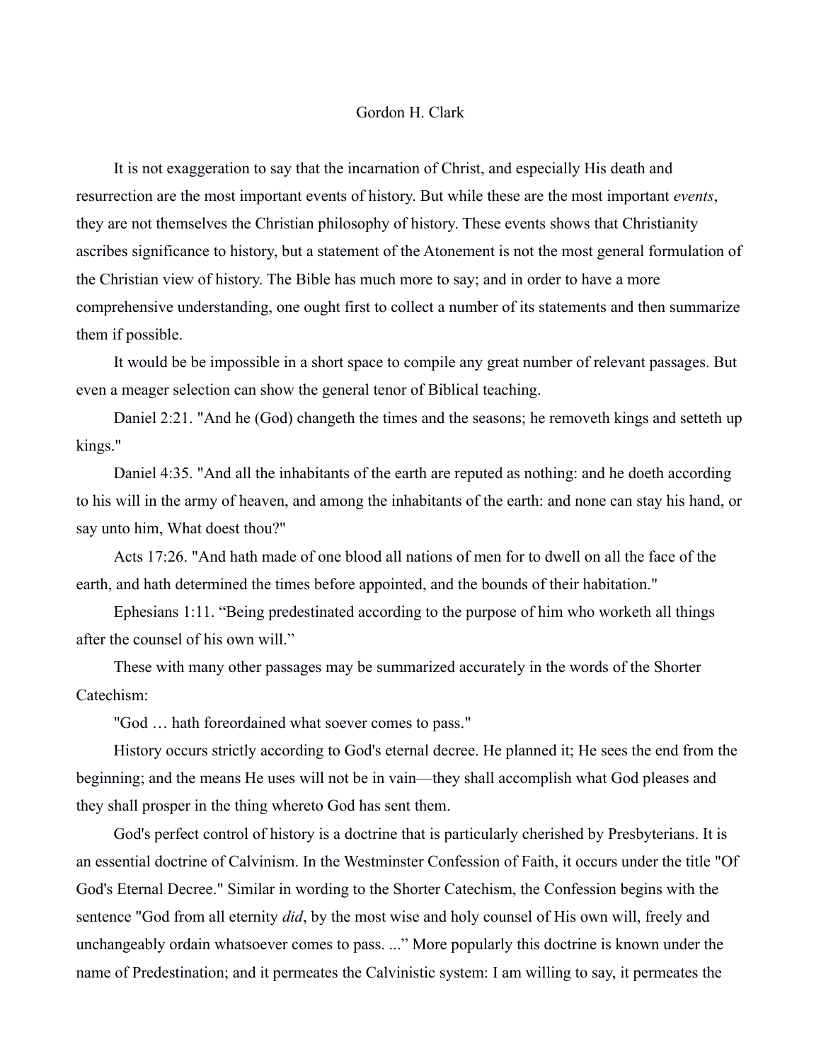Gordon H. Clark

It is not exaggeration to say that the incarnation of Christ, and especially His death and resurrection are the most important events of history. But while these are the most important *events*, they are not themselves the Christian philosophy of history. These events shows that Christianity ascribes significance to history, but a statement of the Atonement is not the most general formulation of the Christian view of history. The Bible has much more to say; and in order to have a more comprehensive understanding, one ought first to collect a number of its statements and then summarize them if possible.

It would be be impossible in a short space to compile any great number of relevant passages. But even a meager selection can show the general tenor of Biblical teaching.

Daniel 2:21. "And he (God) changeth the times and the seasons; he removeth kings and setteth up kings."

Daniel 4:35. "And all the inhabitants of the earth are reputed as nothing: and he doeth according to his will in the army of heaven, and among the inhabitants of the earth: and none can stay his hand, or say unto him, What doest thou?"

Acts 17:26. "And hath made of one blood all nations of men for to dwell on all the face of the earth, and hath determined the times before appointed, and the bounds of their habitation."

Ephesians 1:11. "Being predestinated according to the purpose of him who worketh all things after the counsel of his own will."

These with many other passages may be summarized accurately in the words of the Shorter Catechism:

"God … hath foreordained what soever comes to pass."

History occurs strictly according to God's eternal decree. He planned it; He sees the end from the beginning; and the means He uses will not be in vain—they shall accomplish what God pleases and they shall prosper in the thing whereto God has sent them.

God's perfect control of history is a doctrine that is particularly cherished by Presbyterians. It is an essential doctrine of Calvinism. In the Westminster Confession of Faith, it occurs under the title "Of God's Eternal Decree." Similar in wording to the Shorter Catechism, the Confession begins with the sentence "God from all eternity *did*, by the most wise and holy counsel of His own will, freely and unchangeably ordain whatsoever comes to pass. ..." More popularly this doctrine is known under the name of Predestination; and it permeates the Calvinistic system: I am willing to say, it permeates the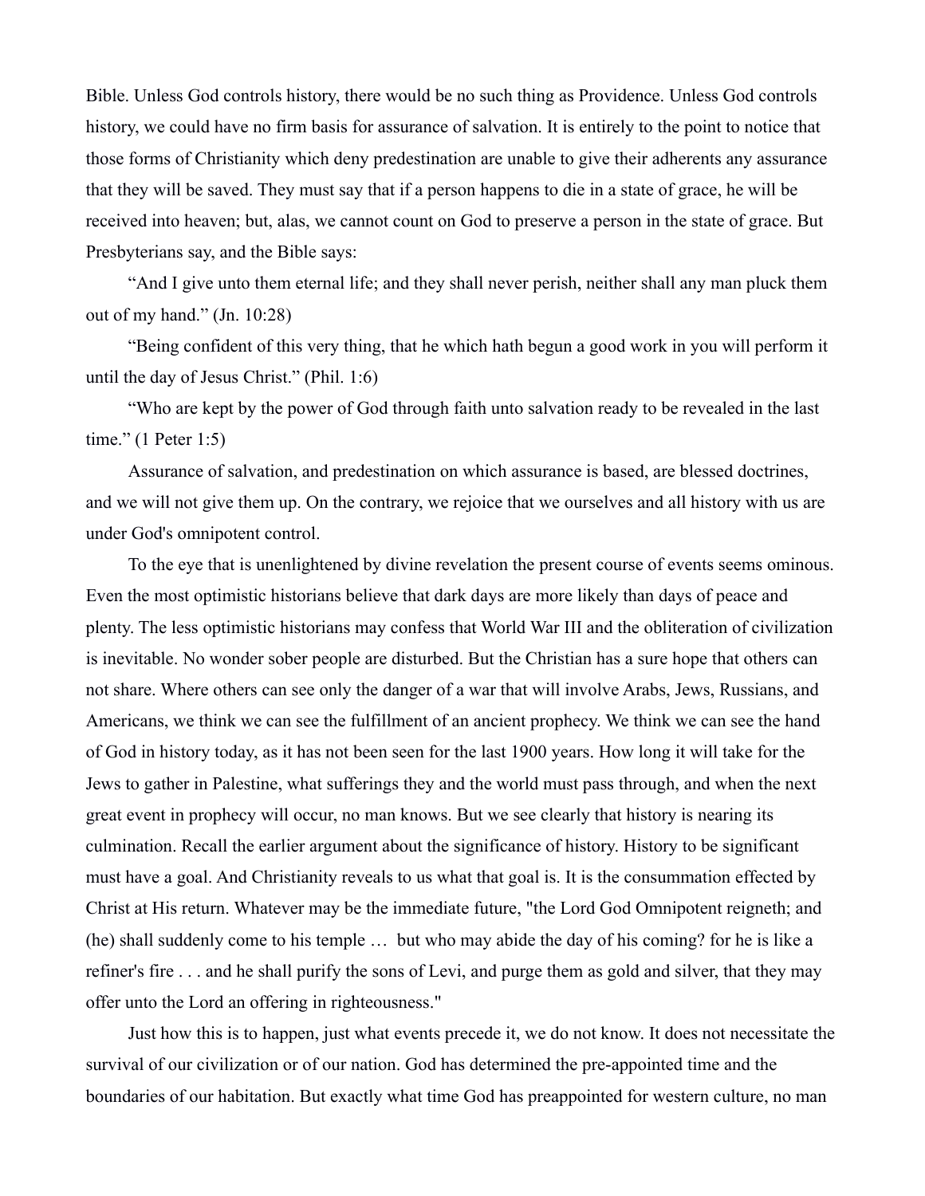Bible. Unless God controls history, there would be no such thing as Providence. Unless God controls history, we could have no firm basis for assurance of salvation. It is entirely to the point to notice that those forms of Christianity which deny predestination are unable to give their adherents any assurance that they will be saved. They must say that if a person happens to die in a state of grace, he will be received into heaven; but, alas, we cannot count on God to preserve a person in the state of grace. But Presbyterians say, and the Bible says:

"And I give unto them eternal life; and they shall never perish, neither shall any man pluck them out of my hand." (Jn. 10:28)

"Being confident of this very thing, that he which hath begun a good work in you will perform it until the day of Jesus Christ." (Phil. 1:6)

"Who are kept by the power of God through faith unto salvation ready to be revealed in the last time." (1 Peter 1:5)

Assurance of salvation, and predestination on which assurance is based, are blessed doctrines, and we will not give them up. On the contrary, we rejoice that we ourselves and all history with us are under God's omnipotent control.

To the eye that is unenlightened by divine revelation the present course of events seems ominous. Even the most optimistic historians believe that dark days are more likely than days of peace and plenty. The less optimistic historians may confess that World War III and the obliteration of civilization is inevitable. No wonder sober people are disturbed. But the Christian has a sure hope that others can not share. Where others can see only the danger of a war that will involve Arabs, Jews, Russians, and Americans, we think we can see the fulfillment of an ancient prophecy. We think we can see the hand of God in history today, as it has not been seen for the last 1900 years. How long it will take for the Jews to gather in Palestine, what sufferings they and the world must pass through, and when the next great event in prophecy will occur, no man knows. But we see clearly that history is nearing its culmination. Recall the earlier argument about the significance of history. History to be significant must have a goal. And Christianity reveals to us what that goal is. It is the consummation effected by Christ at His return. Whatever may be the immediate future, "the Lord God Omnipotent reigneth; and (he) shall suddenly come to his temple … but who may abide the day of his coming? for he is like a refiner's fire . . . and he shall purify the sons of Levi, and purge them as gold and silver, that they may offer unto the Lord an offering in righteousness."

Just how this is to happen, just what events precede it, we do not know. It does not necessitate the survival of our civilization or of our nation. God has determined the pre-appointed time and the boundaries of our habitation. But exactly what time God has preappointed for western culture, no man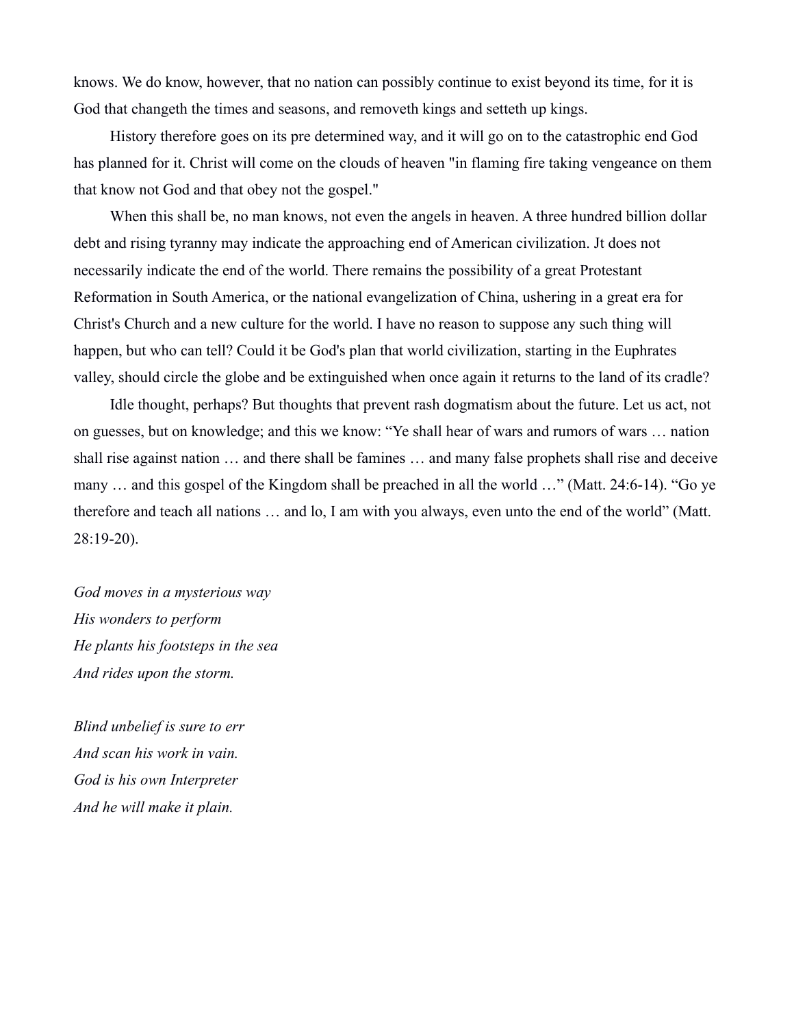knows. We do know, however, that no nation can possibly continue to exist beyond its time, for it is God that changeth the times and seasons, and removeth kings and setteth up kings.

History therefore goes on its pre determined way, and it will go on to the catastrophic end God has planned for it. Christ will come on the clouds of heaven "in flaming fire taking vengeance on them that know not God and that obey not the gospel."

When this shall be, no man knows, not even the angels in heaven. A three hundred billion dollar debt and rising tyranny may indicate the approaching end of American civilization. Jt does not necessarily indicate the end of the world. There remains the possibility of a great Protestant Reformation in South America, or the national evangelization of China, ushering in a great era for Christ's Church and a new culture for the world. I have no reason to suppose any such thing will happen, but who can tell? Could it be God's plan that world civilization, starting in the Euphrates valley, should circle the globe and be extinguished when once again it returns to the land of its cradle?

Idle thought, perhaps? But thoughts that prevent rash dogmatism about the future. Let us act, not on guesses, but on knowledge; and this we know: “Ye shall hear of wars and rumors of wars … nation shall rise against nation … and there shall be famines … and many false prophets shall rise and deceive many … and this gospel of the Kingdom shall be preached in all the world …” (Matt. 24:6-14). “Go ye therefore and teach all nations … and lo, I am with you always, even unto the end of the world” (Matt. 28:19-20).

*God moves in a mysterious way*
*His wonders to perform*
*He plants his footsteps in the sea*
*And rides upon the storm.*

*Blind unbelief is sure to err*
*And scan his work in vain.*
*God is his own Interpreter*
*And he will make it plain.*